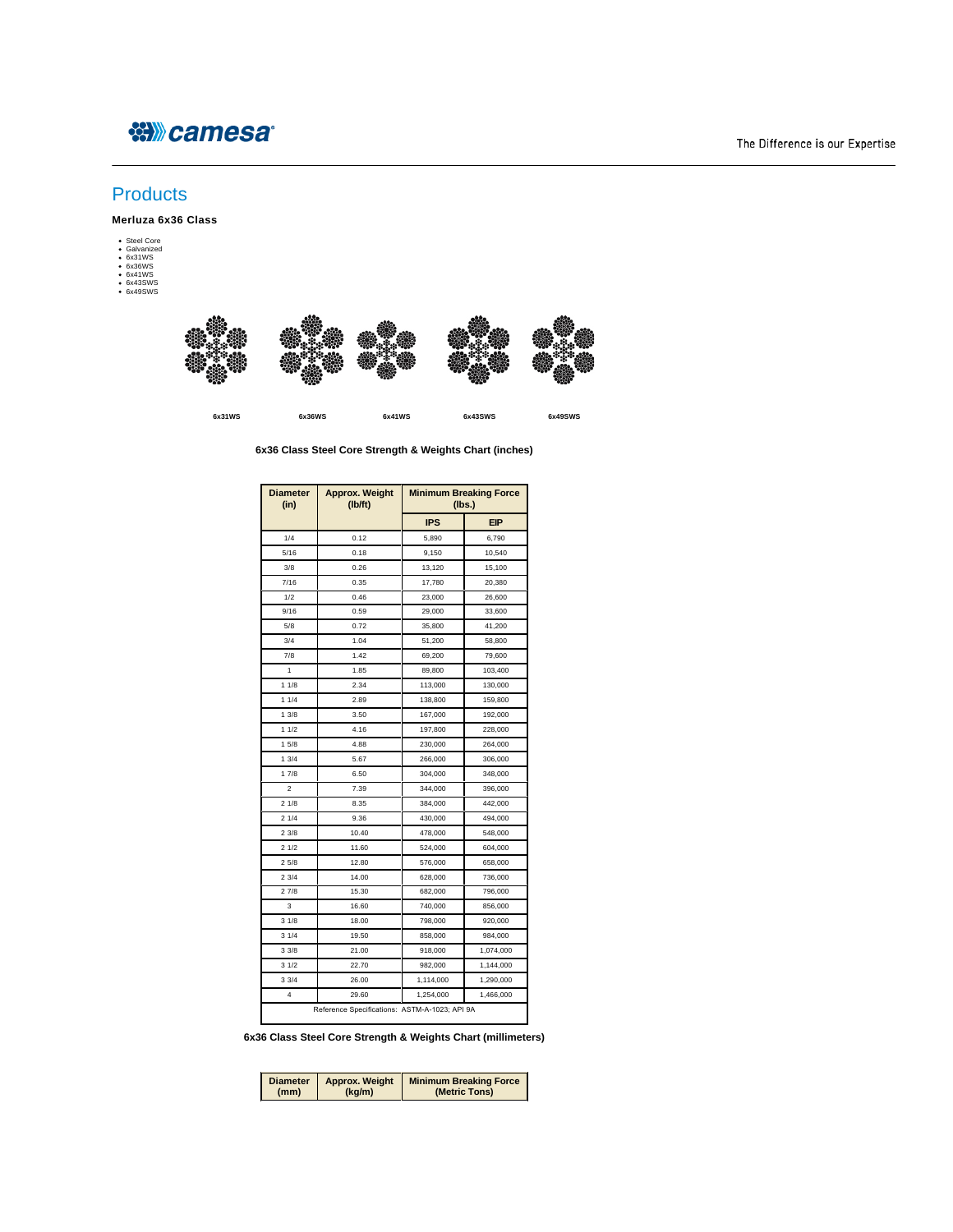# Products

### Merluza 6x36 Class

- Steel Core
- Galvanized
- 6x31WS
- 6x36WS
- 6x41WS
- 6x43SWS
- 6x49SWS

6x31WS 6x36WS 6x41WS 6x43SWS 6x49SWS

**6x36 Class Steel Core Strength & Weights Chart (inches)**

| Diameter (in) | Approx. Weight (lb/ft) | Minimum Breaking Force (lbs.) | |
|---|---|---|---|
| | | IPS | EIP |
| 1/4 | 0.12 | 5,890 | 6,790 |
| 5/16 | 0.18 | 9,150 | 10,540 |
| 3/8 | 0.26 | 13,120 | 15,100 |
| 7/16 | 0.35 | 17,780 | 20,380 |
| 1/2 | 0.46 | 23,000 | 26,600 |
| 9/16 | 0.59 | 29,000 | 33,600 |
| 5/8 | 0.72 | 35,800 | 41,200 |
| 3/4 | 1.04 | 51,200 | 58,800 |
| 7/8 | 1.42 | 69,200 | 79,600 |
| 1 | 1.85 | 89,800 | 103,400 |
| 1 1/8 | 2.34 | 113,000 | 130,000 |
| 1 1/4 | 2.89 | 138,800 | 159,800 |
| 1 3/8 | 3.50 | 167,000 | 192,000 |
| 1 1/2 | 4.16 | 197,800 | 228,000 |
| 1 5/8 | 4.88 | 230,000 | 264,000 |
| 1 3/4 | 5.67 | 266,000 | 306,000 |
| 1 7/8 | 6.50 | 304,000 | 348,000 |
| 2 | 7.39 | 344,000 | 396,000 |
| 2 1/8 | 8.35 | 384,000 | 442,000 |
| 2 1/4 | 9.36 | 430,000 | 494,000 |
| 2 3/8 | 10.40 | 478,000 | 548,000 |
| 2 1/2 | 11.60 | 524,000 | 604,000 |
| 2 5/8 | 12.80 | 576,000 | 658,000 |
| 2 3/4 | 14.00 | 628,000 | 736,000 |
| 2 7/8 | 15.30 | 682,000 | 796,000 |
| 3 | 16.60 | 740,000 | 856,000 |
| 3 1/8 | 18.00 | 798,000 | 920,000 |
| 3 1/4 | 19.50 | 858,000 | 984,000 |
| 3 3/8 | 21.00 | 918,000 | 1,074,000 |
| 3 1/2 | 22.70 | 982,000 | 1,144,000 |
| 3 3/4 | 26.00 | 1,114,000 | 1,290,000 |
| 4 | 29.60 | 1,254,000 | 1,466,000 |
| Reference Specifications: ASTM-A-1023; API 9A | | | |

**6x36 Class Steel Core Strength & Weights Chart (millimeters)**

| Diameter (mm) | Approx. Weight (kg/m) | Minimum Breaking Force (Metric Tons) |
|---|---|---|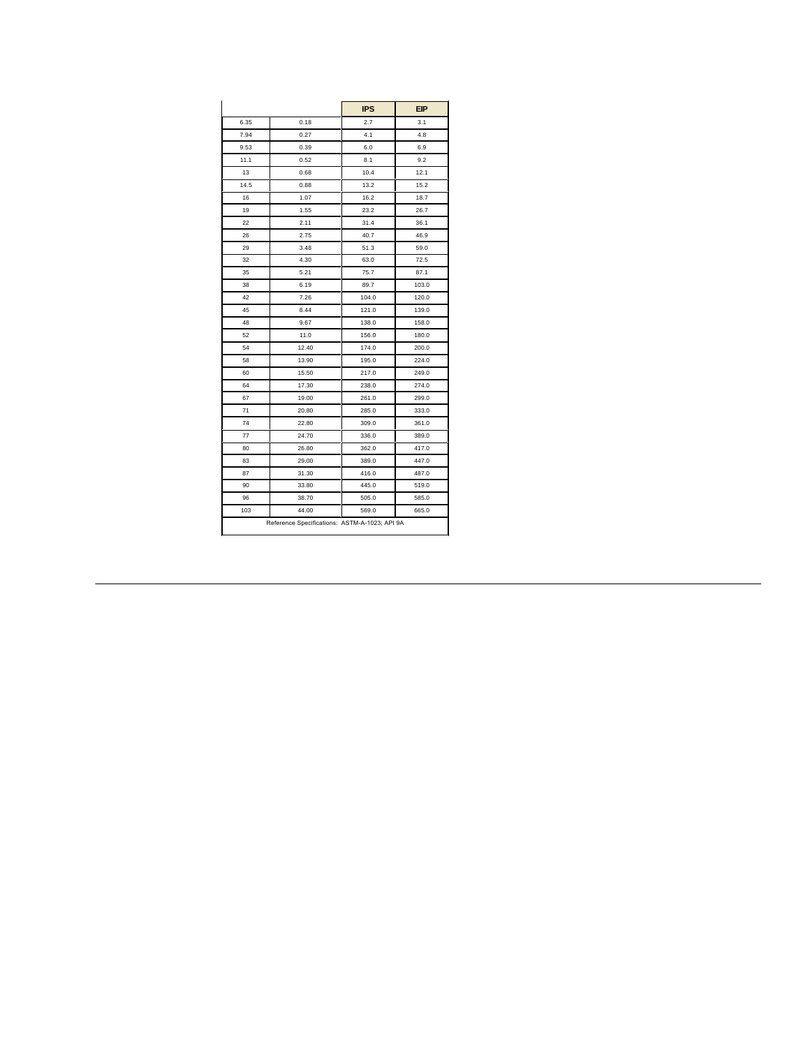| | | IPS | EIP |
|---|---|---|---|
| 6.35 | 0.18 | 2.7 | 3.1 |
| 7.94 | 0.27 | 4.1 | 4.8 |
| 9.53 | 0.39 | 6.0 | 6.9 |
| 11.1 | 0.52 | 8.1 | 9.2 |
| 13 | 0.68 | 10.4 | 12.1 |
| 14.5 | 0.88 | 13.2 | 15.2 |
| 16 | 1.07 | 16.2 | 18.7 |
| 19 | 1.55 | 23.2 | 26.7 |
| 22 | 2.11 | 31.4 | 36.1 |
| 26 | 2.75 | 40.7 | 46.9 |
| 29 | 3.48 | 51.3 | 59.0 |
| 32 | 4.30 | 63.0 | 72.5 |
| 35 | 5.21 | 75.7 | 87.1 |
| 38 | 6.19 | 89.7 | 103.0 |
| 42 | 7.26 | 104.0 | 120.0 |
| 45 | 8.44 | 121.0 | 139.0 |
| 48 | 9.67 | 138.0 | 158.0 |
| 52 | 11.0 | 156.0 | 180.0 |
| 54 | 12.40 | 174.0 | 200.0 |
| 58 | 13.90 | 195.0 | 224.0 |
| 60 | 15.50 | 217.0 | 249.0 |
| 64 | 17.30 | 238.0 | 274.0 |
| 67 | 19.00 | 261.0 | 299.0 |
| 71 | 20.80 | 285.0 | 333.0 |
| 74 | 22.80 | 309.0 | 361.0 |
| 77 | 24.70 | 336.0 | 389.0 |
| 80 | 26.80 | 362.0 | 417.0 |
| 83 | 29.00 | 389.0 | 447.0 |
| 87 | 31.30 | 416.0 | 487.0 |
| 90 | 33.80 | 445.0 | 519.0 |
| 96 | 38.70 | 505.0 | 585.0 |
| 103 | 44.00 | 569.0 | 665.0 |
| Reference Specifications: ASTM-A-1023; API 9A | | | |